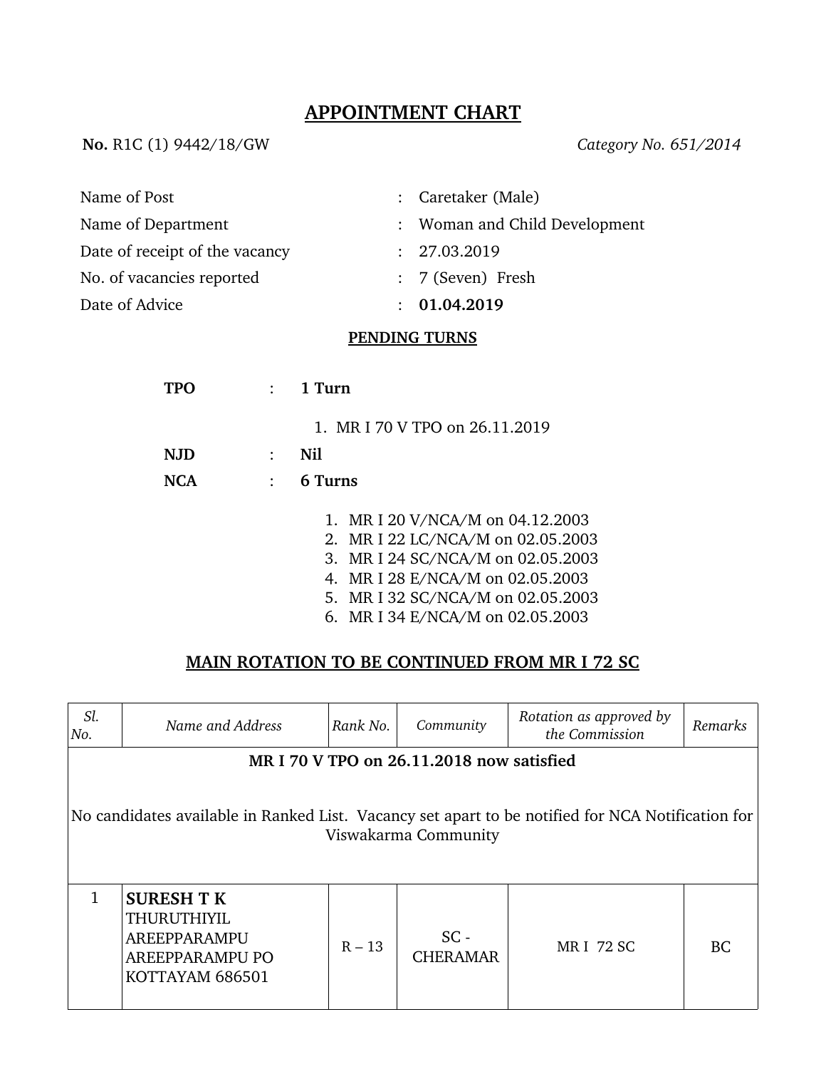# APPOINTMENT CHART

**No.** R1C (1) 9442/18/GW *Category No. 651/2014*

| | | |
|---|---|---|
| Name of Post | : | Caretaker (Male) |
| Name of Department | : | Woman and Child Development |
| Date of receipt of the vacancy | : | 27.03.2019 |
| No. of vacancies reported | : | 7 (Seven) Fresh |
| Date of Advice | : | **01.04.2019** |

## PENDING TURNS

**TPO** : **1 Turn**

1. MR I 70 V TPO on 26.11.2019

**NJD** : **Nil**

**NCA** : **6 Turns**

1. MR I 20 V/NCA/M on 04.12.2003
2. MR I 22 LC/NCA/M on 02.05.2003
3. MR I 24 SC/NCA/M on 02.05.2003
4. MR I 28 E/NCA/M on 02.05.2003
5. MR I 32 SC/NCA/M on 02.05.2003
6. MR I 34 E/NCA/M on 02.05.2003

## MAIN ROTATION TO BE CONTINUED FROM MR I 72 SC

| *Sl. No.* | *Name and Address* | *Rank No.* | *Community* | *Rotation as approved by the Commission* | *Remarks* |
|---|---|---|---|---|---|
| **MR I 70 V TPO on 26.11.2018 now satisfied**<br><br>No candidates available in Ranked List. Vacancy set apart to be notified for NCA Notification for Viswakarma Community | | | | | |
| 1 | **SURESH T K**<br>THURUTHIYIL<br>AREEPPARAMPU<br>AREEPPARAMPU PO<br>KOTTAYAM 686501 | R – 13 | SC - CHERAMAR | MR I 72 SC | BC |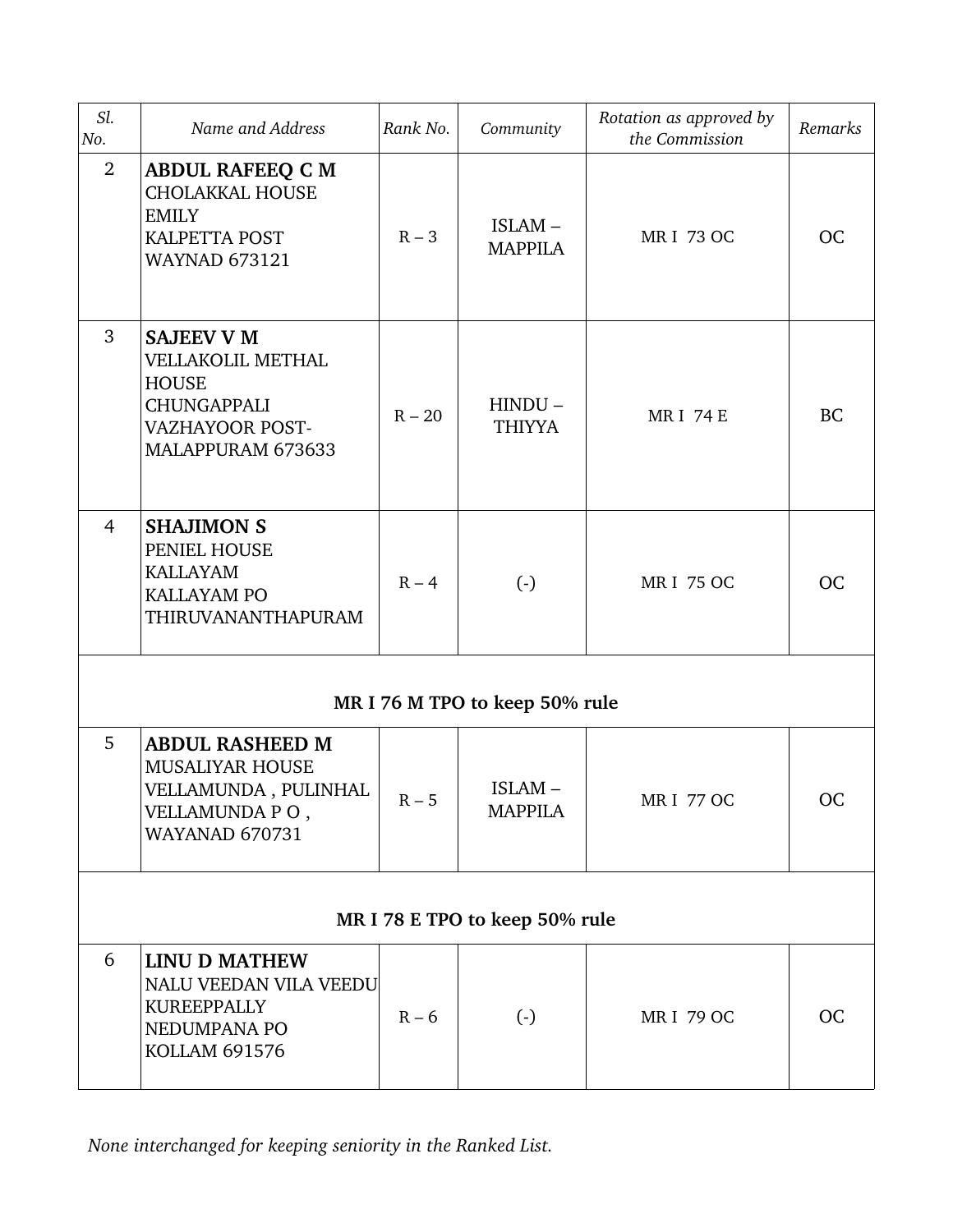| *Sl. No.* | *Name and Address* | *Rank No.* | *Community* | *Rotation as approved by the Commission* | *Remarks* |
|---|---|---|---|---|---|
| 2 | **ABDUL RAFEEQ C M**<br>CHOLAKKAL HOUSE<br>EMILY<br>KALPETTA POST<br>WAYNAD 673121 | R – 3 | ISLAM – MAPPILA | MR I 73 OC | OC |
| 3 | **SAJEEV V M**<br>VELLAKOLIL METHAL HOUSE<br>CHUNGAPPALI<br>VAZHAYOOR POST-<br>MALAPPURAM 673633 | R – 20 | HINDU – THIYYA | MR I 74 E | BC |
| 4 | **SHAJIMON S**<br>PENIEL HOUSE<br>KALLAYAM<br>KALLAYAM PO<br>THIRUVANANTHAPURAM | R – 4 | (-) | MR I 75 OC | OC |
| **MR I 76 M TPO to keep 50% rule** | | | | | |
| 5 | **ABDUL RASHEED M**<br>MUSALIYAR HOUSE<br>VELLAMUNDA , PULINHAL<br>VELLAMUNDA P O ,<br>WAYANAD 670731 | R – 5 | ISLAM – MAPPILA | MR I 77 OC | OC |
| **MR I 78 E TPO to keep 50% rule** | | | | | |
| 6 | **LINU D MATHEW**<br>NALU VEEDAN VILA VEEDU<br>KUREEPPALLY<br>NEDUMPANA PO<br>KOLLAM 691576 | R – 6 | (-) | MR I 79 OC | OC |

*None interchanged for keeping seniority in the Ranked List.*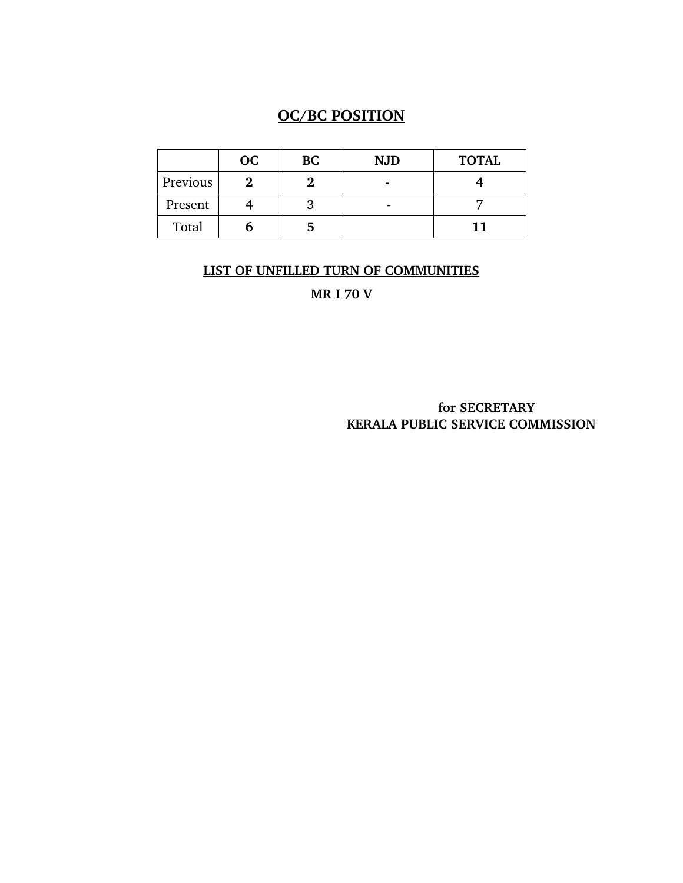## OC/BC POSITION

| | OC | BC | NJD | TOTAL |
|---|---|---|---|---|
| Previous | **2** | **2** | **-** | **4** |
| Present | 4 | 3 | - | 7 |
| Total | **6** | **5** | | **11** |

**LIST OF UNFILLED TURN OF COMMUNITIES**

**MR I 70 V**

**for SECRETARY**
**KERALA PUBLIC SERVICE COMMISSION**